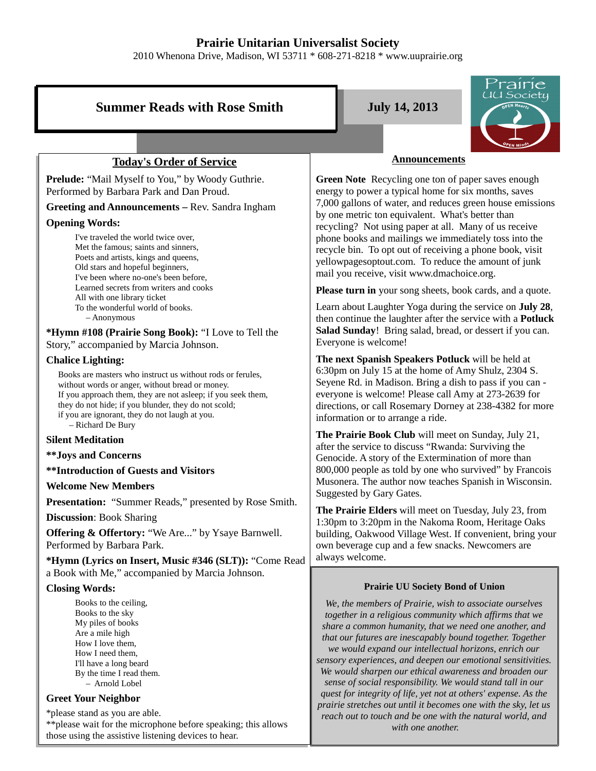# Prairie Unitarian Universalist Society

2010 Whenona Drive, Madison, WI 53711 * 608-271-8218 * www.uuprairie.org

## Summer Reads with Rose Smith

**July 14, 2013**

### Today's Order of Service

**Prelude:** "Mail Myself to You," by Woody Guthrie. Performed by Barbara Park and Dan Proud.

**Greeting and Announcements –** Rev. Sandra Ingham

**Opening Words:**

I've traveled the world twice over,
Met the famous; saints and sinners,
Poets and artists, kings and queens,
Old stars and hopeful beginners,
I've been where no-one's been before,
Learned secrets from writers and cooks
All with one library ticket
To the wonderful world of books.
– Anonymous

***Hymn #108 (Prairie Song Book):** "I Love to Tell the Story," accompanied by Marcia Johnson.

**Chalice Lighting:**

Books are masters who instruct us without rods or ferules,
without words or anger, without bread or money.
If you approach them, they are not asleep; if you seek them,
they do not hide; if you blunder, they do not scold;
if you are ignorant, they do not laugh at you.
– Richard De Bury

**Silent Meditation**

****Joys and Concerns**

****Introduction of Guests and Visitors**

**Welcome New Members**

**Presentation:** "Summer Reads," presented by Rose Smith.

**Discussion**: Book Sharing

**Offering & Offertory:** "We Are..." by Ysaye Barnwell. Performed by Barbara Park.

***Hymn (Lyrics on Insert, Music #346 (SLT)):** "Come Read a Book with Me," accompanied by Marcia Johnson.

**Closing Words:**

Books to the ceiling,
Books to the sky
My piles of books
Are a mile high
How I love them,
How I need them,
I'll have a long beard
By the time I read them.
– Arnold Lobel

**Greet Your Neighbor**

*please stand as you are able.
**please wait for the microphone before speaking; this allows those using the assistive listening devices to hear.

### Announcements

**Green Note** Recycling one ton of paper saves enough energy to power a typical home for six months, saves 7,000 gallons of water, and reduces green house emissions by one metric ton equivalent. What's better than recycling? Not using paper at all. Many of us receive phone books and mailings we immediately toss into the recycle bin. To opt out of receiving a phone book, visit yellowpagesoptout.com. To reduce the amount of junk mail you receive, visit www.dmachoice.org.

**Please turn in** your song sheets, book cards, and a quote.

Learn about Laughter Yoga during the service on **July 28**, then continue the laughter after the service with a **Potluck Salad Sunday**! Bring salad, bread, or dessert if you can. Everyone is welcome!

**The next Spanish Speakers Potluck** will be held at 6:30pm on July 15 at the home of Amy Shulz, 2304 S. Seyene Rd. in Madison. Bring a dish to pass if you can - everyone is welcome! Please call Amy at 273-2639 for directions, or call Rosemary Dorney at 238-4382 for more information or to arrange a ride.

**The Prairie Book Club** will meet on Sunday, July 21, after the service to discuss "Rwanda: Surviving the Genocide. A story of the Extermination of more than 800,000 people as told by one who survived" by Francois Musonera. The author now teaches Spanish in Wisconsin. Suggested by Gary Gates.

**The Prairie Elders** will meet on Tuesday, July 23, from 1:30pm to 3:20pm in the Nakoma Room, Heritage Oaks building, Oakwood Village West. If convenient, bring your own beverage cup and a few snacks. Newcomers are always welcome.

**Prairie UU Society Bond of Union**

*We, the members of Prairie, wish to associate ourselves together in a religious community which affirms that we share a common humanity, that we need one another, and that our futures are inescapably bound together. Together we would expand our intellectual horizons, enrich our sensory experiences, and deepen our emotional sensitivities. We would sharpen our ethical awareness and broaden our sense of social responsibility. We would stand tall in our quest for integrity of life, yet not at others' expense. As the prairie stretches out until it becomes one with the sky, let us reach out to touch and be one with the natural world, and with one another.*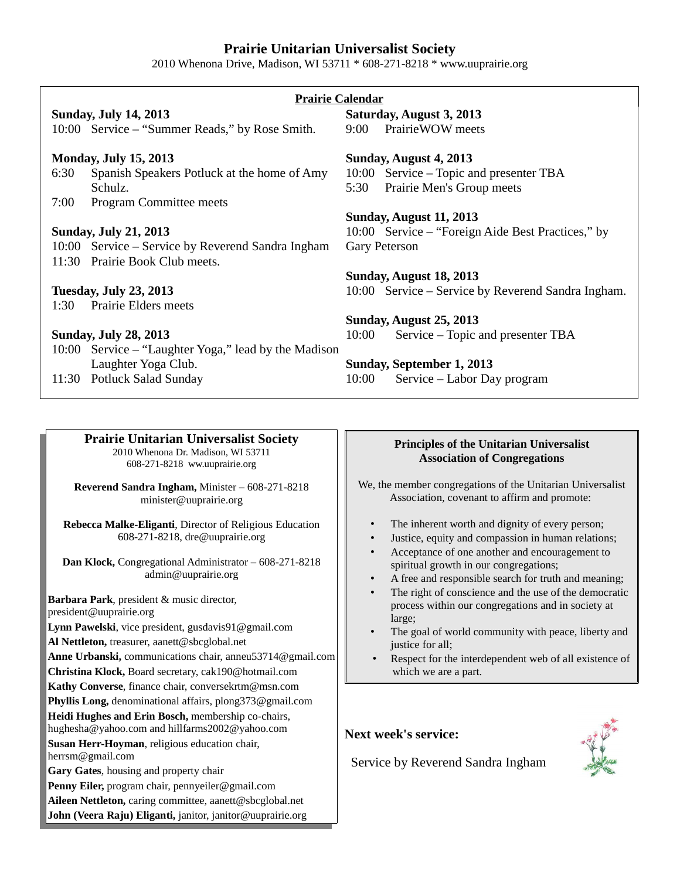# Prairie Unitarian Universalist Society

2010 Whenona Drive, Madison, WI 53711 * 608-271-8218 * www.uuprairie.org

## Prairie Calendar

**Sunday, July 14, 2013**
10:00 Service – "Summer Reads," by Rose Smith.

**Monday, July 15, 2013**
6:30 Spanish Speakers Potluck at the home of Amy Schulz.
7:00 Program Committee meets

**Sunday, July 21, 2013**
10:00 Service – Service by Reverend Sandra Ingham
11:30 Prairie Book Club meets.

**Tuesday, July 23, 2013**
1:30 Prairie Elders meets

**Sunday, July 28, 2013**
10:00 Service – "Laughter Yoga," lead by the Madison Laughter Yoga Club.
11:30 Potluck Salad Sunday

**Saturday, August 3, 2013**
9:00 PrairieWOW meets

**Sunday, August 4, 2013**
10:00 Service – Topic and presenter TBA
5:30 Prairie Men's Group meets

**Sunday, August 11, 2013**
10:00 Service – "Foreign Aide Best Practices," by Gary Peterson

**Sunday, August 18, 2013**
10:00 Service – Service by Reverend Sandra Ingham.

**Sunday, August 25, 2013**
10:00 Service – Topic and presenter TBA

**Sunday, September 1, 2013**
10:00 Service – Labor Day program

## Prairie Unitarian Universalist Society

2010 Whenona Dr. Madison, WI 53711
608-271-8218 ww.uuprairie.org

**Reverend Sandra Ingham,** Minister – 608-271-8218
minister@uuprairie.org

**Rebecca Malke-Eliganti**, Director of Religious Education
608-271-8218, dre@uuprairie.org

**Dan Klock,** Congregational Administrator – 608-271-8218
admin@uuprairie.org

**Barbara Park**, president & music director, president@uuprairie.org
**Lynn Pawelski**, vice president, gusdavis91@gmail.com
**Al Nettleton,** treasurer, aanett@sbcglobal.net
**Anne Urbanski,** communications chair, anneu53714@gmail.com
**Christina Klock,** Board secretary, cak190@hotmail.com
**Kathy Converse**, finance chair, conversekrtm@msn.com
**Phyllis Long,** denominational affairs, plong373@gmail.com
**Heidi Hughes and Erin Bosch,** membership co-chairs, hughesha@yahoo.com and hillfarms2002@yahoo.com
**Susan Herr-Hoyman**, religious education chair, herrsm@gmail.com
**Gary Gates**, housing and property chair
**Penny Eiler,** program chair, pennyeiler@gmail.com
**Aileen Nettleton,** caring committee, aanett@sbcglobal.net
**John (Veera Raju) Eliganti,** janitor, janitor@uuprairie.org

### Principles of the Unitarian Universalist Association of Congregations

We, the member congregations of the Unitarian Universalist Association, covenant to affirm and promote:

- The inherent worth and dignity of every person;
- Justice, equity and compassion in human relations;
- Acceptance of one another and encouragement to spiritual growth in our congregations;
- A free and responsible search for truth and meaning;
- The right of conscience and the use of the democratic process within our congregations and in society at large;
- The goal of world community with peace, liberty and justice for all;
- Respect for the interdependent web of all existence of which we are a part.

**Next week's service:**

Service by Reverend Sandra Ingham